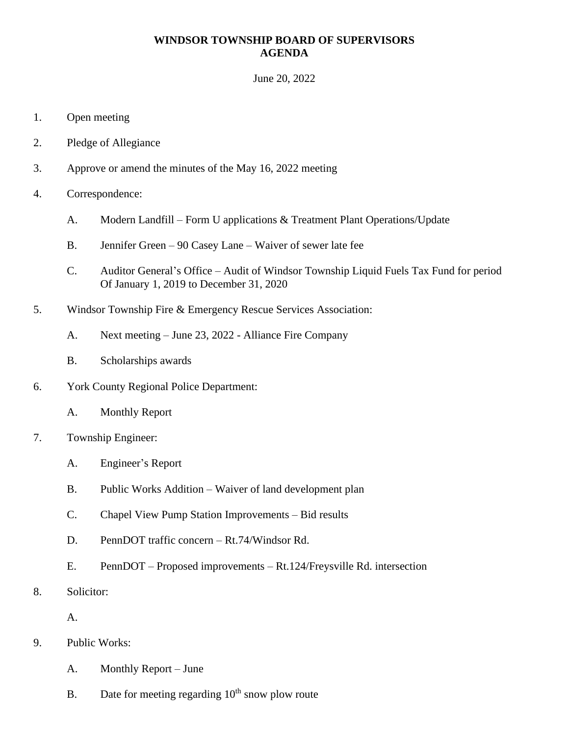# WINDSOR TOWNSHIP BOARD OF SUPERVISORS
# AGENDA

June 20, 2022

1. Open meeting

2. Pledge of Allegiance

3. Approve or amend the minutes of the May 16, 2022 meeting

4. Correspondence:

   A. Modern Landfill – Form U applications & Treatment Plant Operations/Update

   B. Jennifer Green – 90 Casey Lane – Waiver of sewer late fee

   C. Auditor General's Office – Audit of Windsor Township Liquid Fuels Tax Fund for period Of January 1, 2019 to December 31, 2020

5. Windsor Township Fire & Emergency Rescue Services Association:

   A. Next meeting – June 23, 2022 - Alliance Fire Company

   B. Scholarships awards

6. York County Regional Police Department:

   A. Monthly Report

7. Township Engineer:

   A. Engineer's Report

   B. Public Works Addition – Waiver of land development plan

   C. Chapel View Pump Station Improvements – Bid results

   D. PennDOT traffic concern – Rt.74/Windsor Rd.

   E. PennDOT – Proposed improvements – Rt.124/Freysville Rd. intersection

8. Solicitor:

   A.

9. Public Works:

   A. Monthly Report – June

   B. Date for meeting regarding 10th snow plow route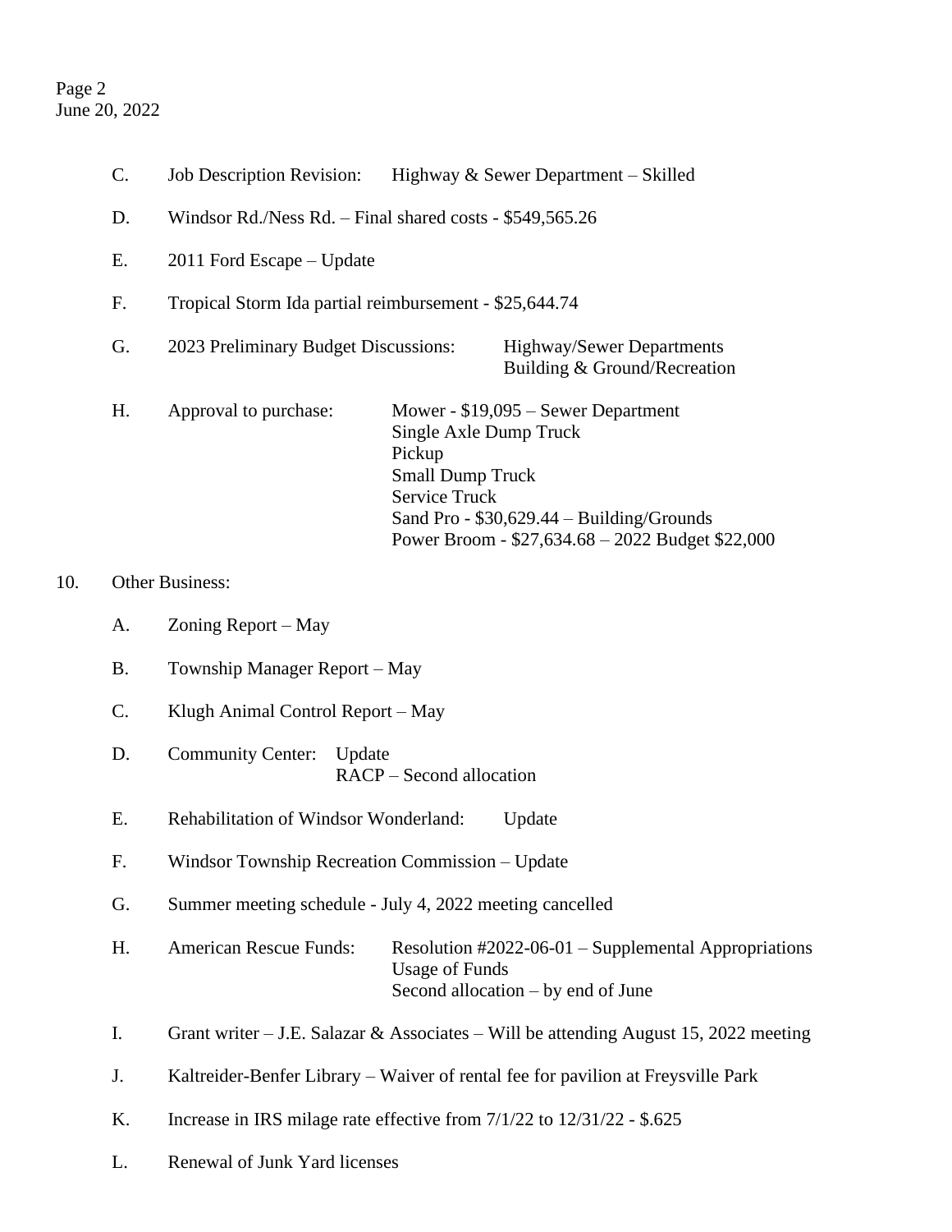C. Job Description Revision: Highway & Sewer Department – Skilled

D. Windsor Rd./Ness Rd. – Final shared costs - $549,565.26

E. 2011 Ford Escape – Update

F. Tropical Storm Ida partial reimbursement - $25,644.74

G. 2023 Preliminary Budget Discussions: Highway/Sewer Departments
Building & Ground/Recreation

H. Approval to purchase: Mower - $19,095 – Sewer Department
Single Axle Dump Truck
Pickup
Small Dump Truck
Service Truck
Sand Pro - $30,629.44 – Building/Grounds
Power Broom - $27,634.68 – 2022 Budget $22,000

10. Other Business:

A. Zoning Report – May

B. Township Manager Report – May

C. Klugh Animal Control Report – May

D. Community Center: Update
RACP – Second allocation

E. Rehabilitation of Windsor Wonderland: Update

F. Windsor Township Recreation Commission – Update

G. Summer meeting schedule - July 4, 2022 meeting cancelled

H. American Rescue Funds: Resolution #2022-06-01 – Supplemental Appropriations
Usage of Funds
Second allocation – by end of June

I. Grant writer – J.E. Salazar & Associates – Will be attending August 15, 2022 meeting

J. Kaltreider-Benfer Library – Waiver of rental fee for pavilion at Freysville Park

K. Increase in IRS milage rate effective from 7/1/22 to 12/31/22 - $.625

L. Renewal of Junk Yard licenses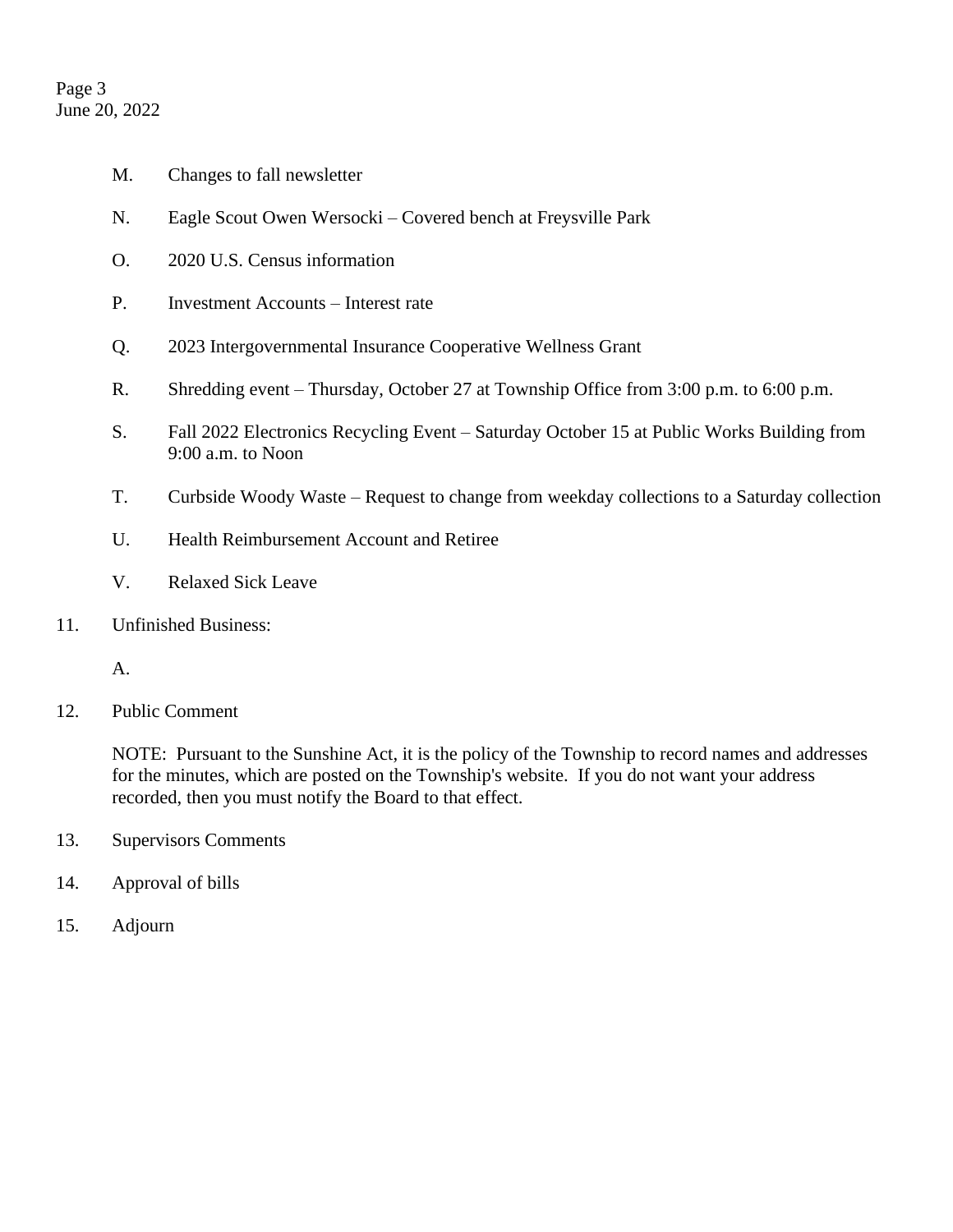M. Changes to fall newsletter

N. Eagle Scout Owen Wersocki – Covered bench at Freysville Park

O. 2020 U.S. Census information

P. Investment Accounts – Interest rate

Q. 2023 Intergovernmental Insurance Cooperative Wellness Grant

R. Shredding event – Thursday, October 27 at Township Office from 3:00 p.m. to 6:00 p.m.

S. Fall 2022 Electronics Recycling Event – Saturday October 15 at Public Works Building from 9:00 a.m. to Noon

T. Curbside Woody Waste – Request to change from weekday collections to a Saturday collection

U. Health Reimbursement Account and Retiree

V. Relaxed Sick Leave

11. Unfinished Business:

    A.

12. Public Comment

    NOTE: Pursuant to the Sunshine Act, it is the policy of the Township to record names and addresses for the minutes, which are posted on the Township's website. If you do not want your address recorded, then you must notify the Board to that effect.

13. Supervisors Comments

14. Approval of bills

15. Adjourn